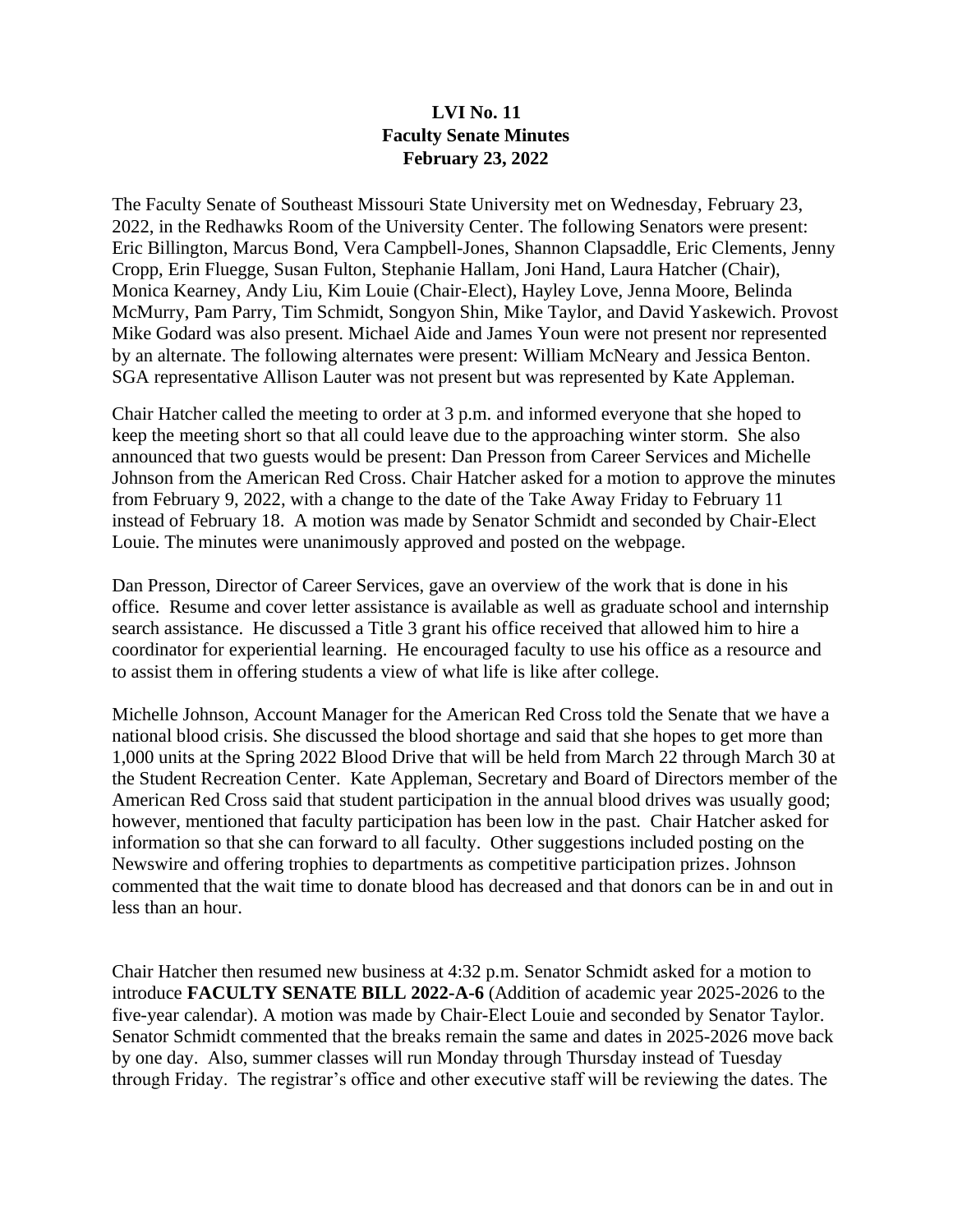**LVI No. 11**
**Faculty Senate Minutes**
**February 23, 2022**

The Faculty Senate of Southeast Missouri State University met on Wednesday, February 23, 2022, in the Redhawks Room of the University Center. The following Senators were present: Eric Billington, Marcus Bond, Vera Campbell-Jones, Shannon Clapsaddle, Eric Clements, Jenny Cropp, Erin Fluegge, Susan Fulton, Stephanie Hallam, Joni Hand, Laura Hatcher (Chair), Monica Kearney, Andy Liu, Kim Louie (Chair-Elect), Hayley Love, Jenna Moore, Belinda McMurry, Pam Parry, Tim Schmidt, Songyon Shin, Mike Taylor, and David Yaskewich. Provost Mike Godard was also present. Michael Aide and James Youn were not present nor represented by an alternate. The following alternates were present: William McNeary and Jessica Benton. SGA representative Allison Lauter was not present but was represented by Kate Appleman.

Chair Hatcher called the meeting to order at 3 p.m. and informed everyone that she hoped to keep the meeting short so that all could leave due to the approaching winter storm. She also announced that two guests would be present: Dan Presson from Career Services and Michelle Johnson from the American Red Cross. Chair Hatcher asked for a motion to approve the minutes from February 9, 2022, with a change to the date of the Take Away Friday to February 11 instead of February 18. A motion was made by Senator Schmidt and seconded by Chair-Elect Louie. The minutes were unanimously approved and posted on the webpage.

Dan Presson, Director of Career Services, gave an overview of the work that is done in his office. Resume and cover letter assistance is available as well as graduate school and internship search assistance. He discussed a Title 3 grant his office received that allowed him to hire a coordinator for experiential learning. He encouraged faculty to use his office as a resource and to assist them in offering students a view of what life is like after college.

Michelle Johnson, Account Manager for the American Red Cross told the Senate that we have a national blood crisis. She discussed the blood shortage and said that she hopes to get more than 1,000 units at the Spring 2022 Blood Drive that will be held from March 22 through March 30 at the Student Recreation Center. Kate Appleman, Secretary and Board of Directors member of the American Red Cross said that student participation in the annual blood drives was usually good; however, mentioned that faculty participation has been low in the past. Chair Hatcher asked for information so that she can forward to all faculty. Other suggestions included posting on the Newswire and offering trophies to departments as competitive participation prizes. Johnson commented that the wait time to donate blood has decreased and that donors can be in and out in less than an hour.

Chair Hatcher then resumed new business at 4:32 p.m. Senator Schmidt asked for a motion to introduce **FACULTY SENATE BILL 2022-A-6** (Addition of academic year 2025-2026 to the five-year calendar). A motion was made by Chair-Elect Louie and seconded by Senator Taylor. Senator Schmidt commented that the breaks remain the same and dates in 2025-2026 move back by one day. Also, summer classes will run Monday through Thursday instead of Tuesday through Friday. The registrar's office and other executive staff will be reviewing the dates. The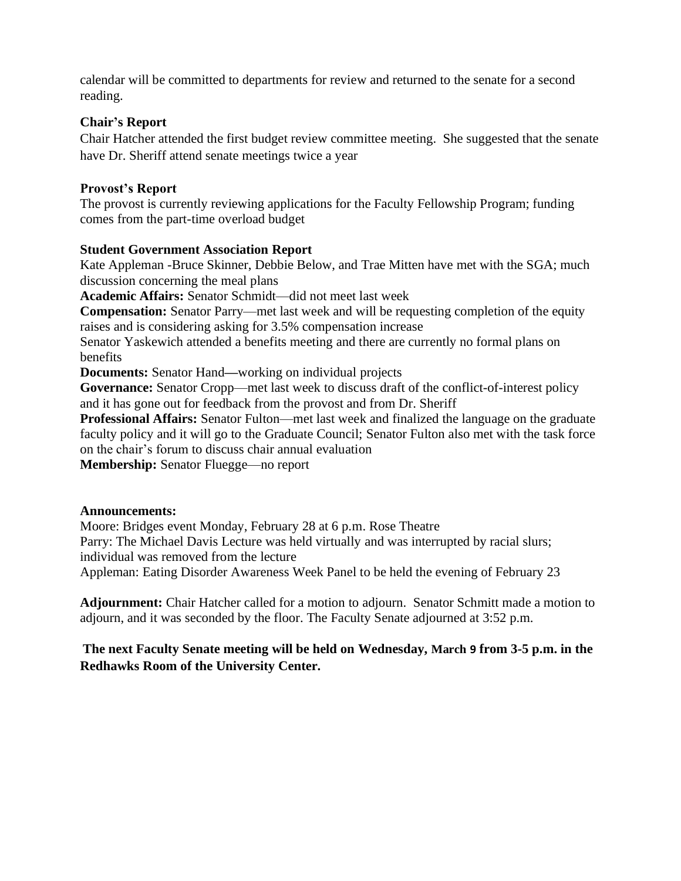calendar will be committed to departments for review and returned to the senate for a second reading.

**Chair's Report**

Chair Hatcher attended the first budget review committee meeting. She suggested that the senate have Dr. Sheriff attend senate meetings twice a year

**Provost's Report**

The provost is currently reviewing applications for the Faculty Fellowship Program; funding comes from the part-time overload budget

**Student Government Association Report**

Kate Appleman -Bruce Skinner, Debbie Below, and Trae Mitten have met with the SGA; much discussion concerning the meal plans

**Academic Affairs:** Senator Schmidt—did not meet last week

**Compensation:** Senator Parry—met last week and will be requesting completion of the equity raises and is considering asking for 3.5% compensation increase

Senator Yaskewich attended a benefits meeting and there are currently no formal plans on benefits

**Documents:** Senator Hand—working on individual projects

**Governance:** Senator Cropp—met last week to discuss draft of the conflict-of-interest policy and it has gone out for feedback from the provost and from Dr. Sheriff

**Professional Affairs:** Senator Fulton—met last week and finalized the language on the graduate faculty policy and it will go to the Graduate Council; Senator Fulton also met with the task force on the chair's forum to discuss chair annual evaluation

**Membership:** Senator Fluegge—no report

**Announcements:**

Moore: Bridges event Monday, February 28 at 6 p.m. Rose Theatre

Parry: The Michael Davis Lecture was held virtually and was interrupted by racial slurs; individual was removed from the lecture

Appleman: Eating Disorder Awareness Week Panel to be held the evening of February 23

**Adjournment:** Chair Hatcher called for a motion to adjourn. Senator Schmitt made a motion to adjourn, and it was seconded by the floor. The Faculty Senate adjourned at 3:52 p.m.

**The next Faculty Senate meeting will be held on Wednesday, March 9 from 3-5 p.m. in the Redhawks Room of the University Center.**